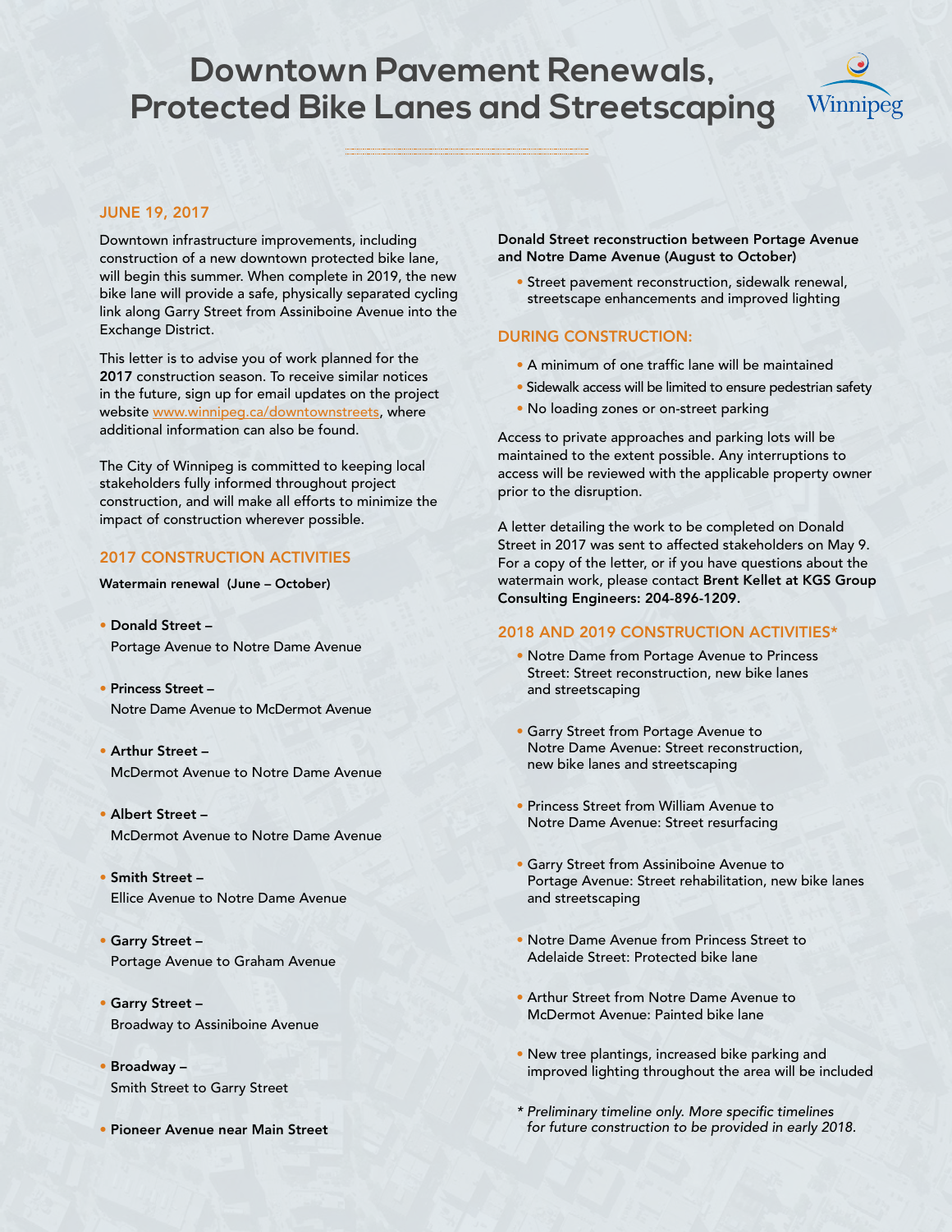# Downtown Pavement Renewals, Protected Bike Lanes and Streetscaping

Winnipeg

## JUNE 19, 2017

Downtown infrastructure improvements, including construction of a new downtown protected bike lane, will begin this summer. When complete in 2019, the new bike lane will provide a safe, physically separated cycling link along Garry Street from Assiniboine Avenue into the Exchange District.

This letter is to advise you of work planned for the **2017** construction season. To receive similar notices in the future, sign up for email updates on the project website www.winnipeg.ca/downtownstreets, where additional information can also be found.

The City of Winnipeg is committed to keeping local stakeholders fully informed throughout project construction, and will make all efforts to minimize the impact of construction wherever possible.

## 2017 CONSTRUCTION ACTIVITIES

**Watermain renewal (June – October)**

- **Donald Street –** Portage Avenue to Notre Dame Avenue
- **Princess Street –** Notre Dame Avenue to McDermot Avenue
- **Arthur Street –** McDermot Avenue to Notre Dame Avenue
- **Albert Street –** McDermot Avenue to Notre Dame Avenue
- **Smith Street –** Ellice Avenue to Notre Dame Avenue
- **Garry Street –** Portage Avenue to Graham Avenue
- **Garry Street –** Broadway to Assiniboine Avenue
- **Broadway –** Smith Street to Garry Street
- **Pioneer Avenue near Main Street**

**Donald Street reconstruction between Portage Avenue and Notre Dame Avenue (August to October)**

- Street pavement reconstruction, sidewalk renewal, streetscape enhancements and improved lighting

## DURING CONSTRUCTION:

- A minimum of one traffic lane will be maintained
- Sidewalk access will be limited to ensure pedestrian safety
- No loading zones or on-street parking

Access to private approaches and parking lots will be maintained to the extent possible. Any interruptions to access will be reviewed with the applicable property owner prior to the disruption.

A letter detailing the work to be completed on Donald Street in 2017 was sent to affected stakeholders on May 9. For a copy of the letter, or if you have questions about the watermain work, please contact **Brent Kellet at KGS Group Consulting Engineers: 204-896-1209.**

## 2018 AND 2019 CONSTRUCTION ACTIVITIES*

- Notre Dame from Portage Avenue to Princess Street: Street reconstruction, new bike lanes and streetscaping
- Garry Street from Portage Avenue to Notre Dame Avenue: Street reconstruction, new bike lanes and streetscaping
- Princess Street from William Avenue to Notre Dame Avenue: Street resurfacing
- Garry Street from Assiniboine Avenue to Portage Avenue: Street rehabilitation, new bike lanes and streetscaping
- Notre Dame Avenue from Princess Street to Adelaide Street: Protected bike lane
- Arthur Street from Notre Dame Avenue to McDermot Avenue: Painted bike lane
- New tree plantings, increased bike parking and improved lighting throughout the area will be included

*\* Preliminary timeline only. More specific timelines for future construction to be provided in early 2018.*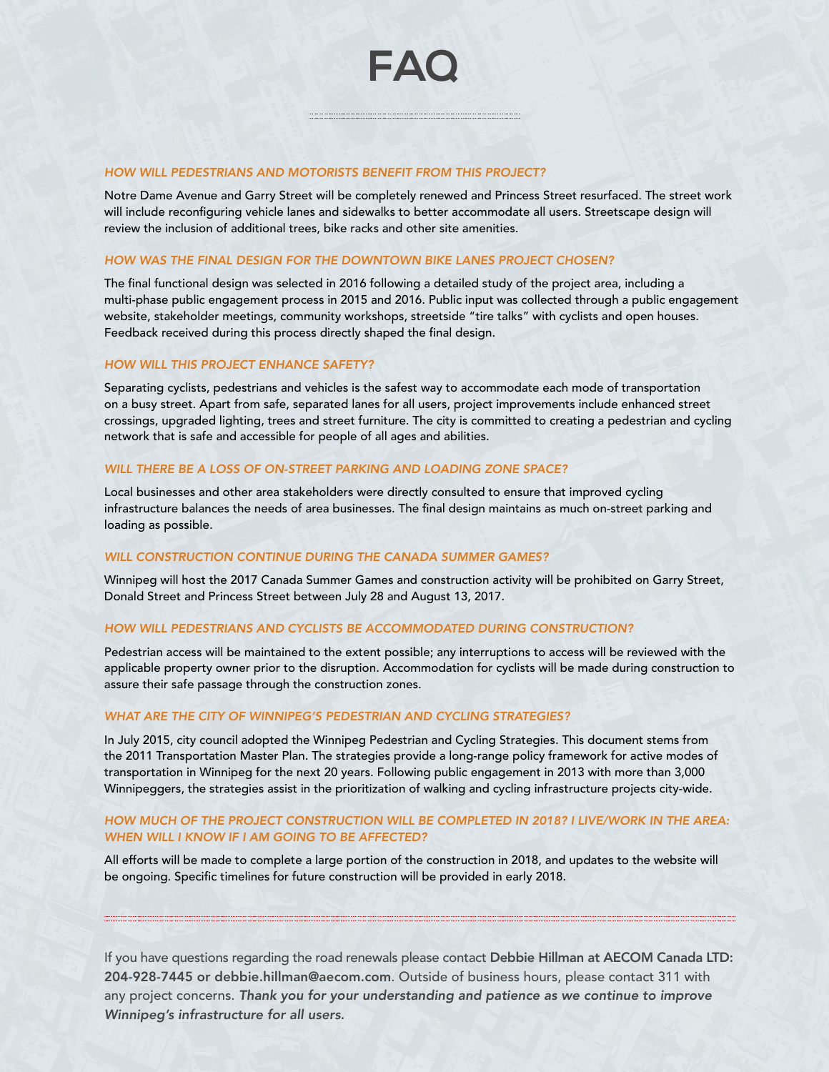# FAQ

### *HOW WILL PEDESTRIANS AND MOTORISTS BENEFIT FROM THIS PROJECT?*

Notre Dame Avenue and Garry Street will be completely renewed and Princess Street resurfaced. The street work will include reconfiguring vehicle lanes and sidewalks to better accommodate all users. Streetscape design will review the inclusion of additional trees, bike racks and other site amenities.

### *HOW WAS THE FINAL DESIGN FOR THE DOWNTOWN BIKE LANES PROJECT CHOSEN?*

The final functional design was selected in 2016 following a detailed study of the project area, including a multi-phase public engagement process in 2015 and 2016. Public input was collected through a public engagement website, stakeholder meetings, community workshops, streetside "tire talks" with cyclists and open houses. Feedback received during this process directly shaped the final design.

### *HOW WILL THIS PROJECT ENHANCE SAFETY?*

Separating cyclists, pedestrians and vehicles is the safest way to accommodate each mode of transportation on a busy street. Apart from safe, separated lanes for all users, project improvements include enhanced street crossings, upgraded lighting, trees and street furniture. The city is committed to creating a pedestrian and cycling network that is safe and accessible for people of all ages and abilities.

### *WILL THERE BE A LOSS OF ON-STREET PARKING AND LOADING ZONE SPACE?*

Local businesses and other area stakeholders were directly consulted to ensure that improved cycling infrastructure balances the needs of area businesses. The final design maintains as much on-street parking and loading as possible.

### *WILL CONSTRUCTION CONTINUE DURING THE CANADA SUMMER GAMES?*

Winnipeg will host the 2017 Canada Summer Games and construction activity will be prohibited on Garry Street, Donald Street and Princess Street between July 28 and August 13, 2017.

### *HOW WILL PEDESTRIANS AND CYCLISTS BE ACCOMMODATED DURING CONSTRUCTION?*

Pedestrian access will be maintained to the extent possible; any interruptions to access will be reviewed with the applicable property owner prior to the disruption. Accommodation for cyclists will be made during construction to assure their safe passage through the construction zones.

### *WHAT ARE THE CITY OF WINNIPEG'S PEDESTRIAN AND CYCLING STRATEGIES?*

In July 2015, city council adopted the Winnipeg Pedestrian and Cycling Strategies. This document stems from the 2011 Transportation Master Plan. The strategies provide a long-range policy framework for active modes of transportation in Winnipeg for the next 20 years. Following public engagement in 2013 with more than 3,000 Winnipeggers, the strategies assist in the prioritization of walking and cycling infrastructure projects city-wide.

### *HOW MUCH OF THE PROJECT CONSTRUCTION WILL BE COMPLETED IN 2018? I LIVE/WORK IN THE AREA: WHEN WILL I KNOW IF I AM GOING TO BE AFFECTED?*

All efforts will be made to complete a large portion of the construction in 2018, and updates to the website will be ongoing. Specific timelines for future construction will be provided in early 2018.

---

If you have questions regarding the road renewals please contact **Debbie Hillman at AECOM Canada LTD: 204-928-7445 or debbie.hillman@aecom.com**. Outside of business hours, please contact 311 with any project concerns. ***Thank you for your understanding and patience as we continue to improve Winnipeg's infrastructure for all users.***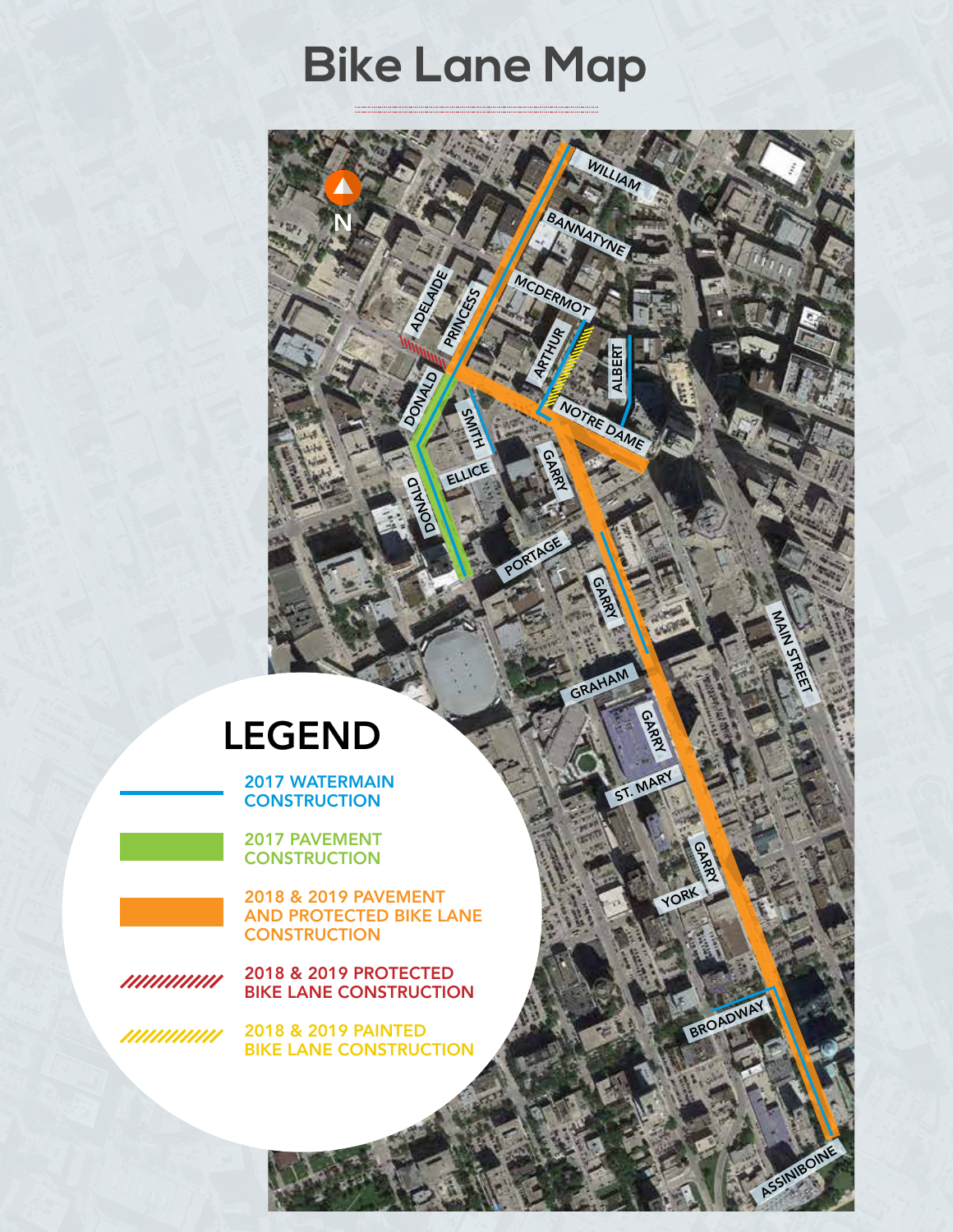# Bike Lane Map

N

WILLIAM

BANNATYNE

MCDERMOT

ADELAIDE

PRINCESS

ARTHUR

ALBERT

DONALD

SMITH

NOTRE DAME

GARRY

ELLICE

DONALD

PORTAGE

GARRY

MAIN STREET

GRAHAM

GARRY

ST. MARY

GARRY

YORK

BROADWAY

ASSINIBOINE

## LEGEND

2017 WATERMAIN CONSTRUCTION

2017 PAVEMENT CONSTRUCTION

2018 & 2019 PAVEMENT AND PROTECTED BIKE LANE CONSTRUCTION

2018 & 2019 PROTECTED BIKE LANE CONSTRUCTION

2018 & 2019 PAINTED BIKE LANE CONSTRUCTION